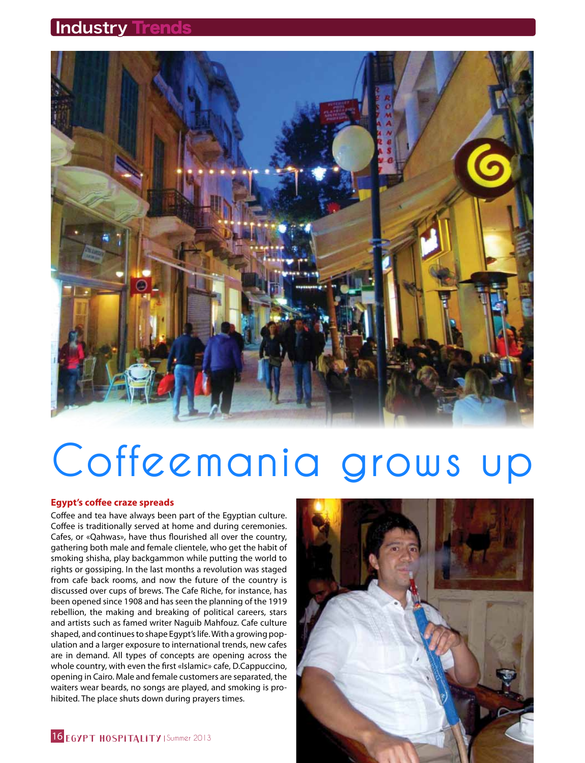# Coffeemania grows up

### Egypt's coffee craze spreads

Coffee and tea have always been part of the Egyptian culture. Coffee is traditionally served at home and during ceremonies. Cafes, or «Qahwas», have thus flourished all over the country, gathering both male and female clientele, who get the habit of smoking shisha, play backgammon while putting the world to rights or gossiping. In the last months a revolution was staged from cafe back rooms, and now the future of the country is discussed over cups of brews. The Cafe Riche, for instance, has been opened since 1908 and has seen the planning of the 1919 rebellion, the making and breaking of political careers, stars and artists such as famed writer Naguib Mahfouz. Cafe culture shaped, and continues to shape Egypt's life. With a growing population and a larger exposure to international trends, new cafes are in demand. All types of concepts are opening across the whole country, with even the first «Islamic» cafe, D.Cappuccino, opening in Cairo. Male and female customers are separated, the waiters wear beards, no songs are played, and smoking is prohibited. The place shuts down during prayers times.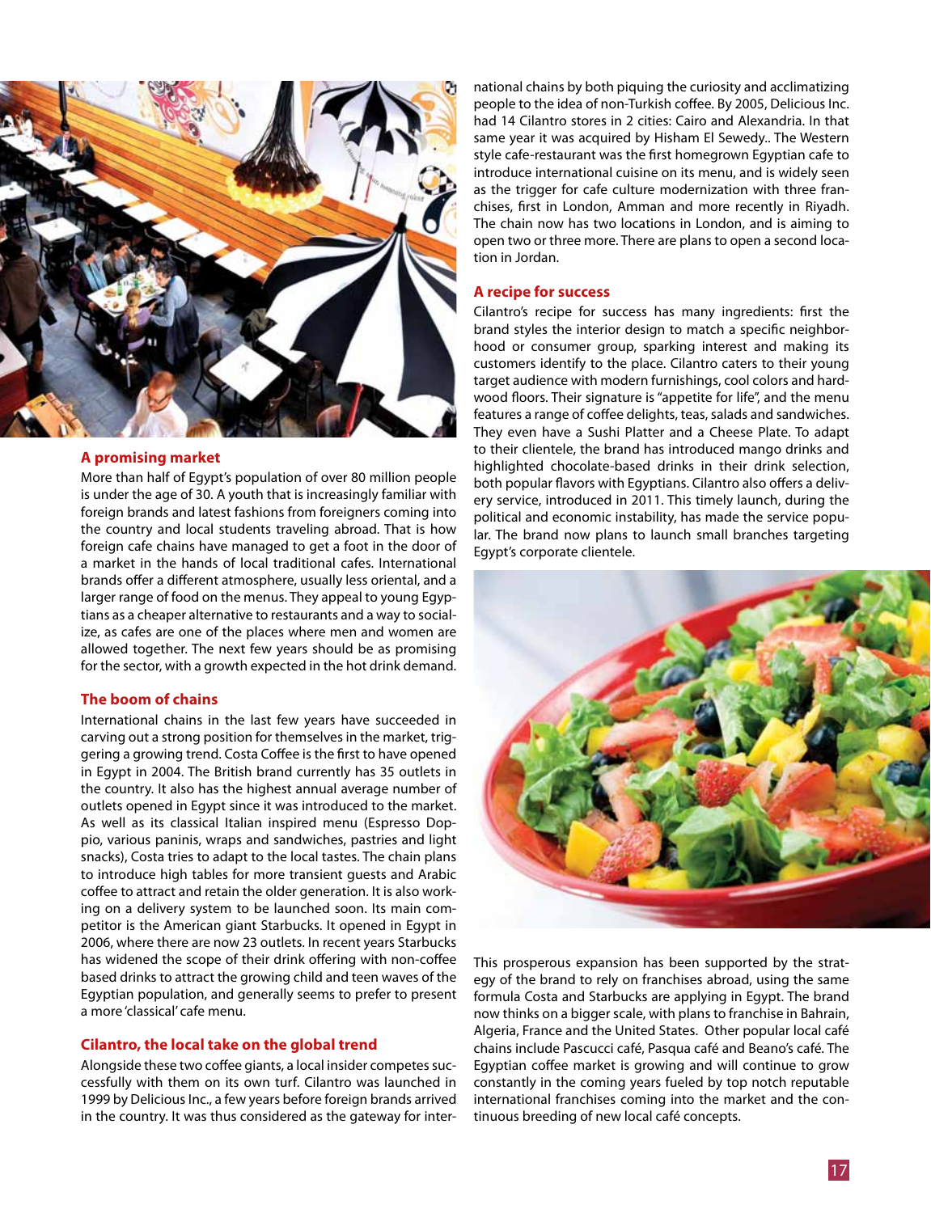## A promising market

More than half of Egypt's population of over 80 million people is under the age of 30. A youth that is increasingly familiar with foreign brands and latest fashions from foreigners coming into the country and local students traveling abroad. That is how foreign cafe chains have managed to get a foot in the door of a market in the hands of local traditional cafes. International brands offer a different atmosphere, usually less oriental, and a larger range of food on the menus. They appeal to young Egyptians as a cheaper alternative to restaurants and a way to socialize, as cafes are one of the places where men and women are allowed together. The next few years should be as promising for the sector, with a growth expected in the hot drink demand.

## The boom of chains

International chains in the last few years have succeeded in carving out a strong position for themselves in the market, triggering a growing trend. Costa Coffee is the first to have opened in Egypt in 2004. The British brand currently has 35 outlets in the country. It also has the highest annual average number of outlets opened in Egypt since it was introduced to the market. As well as its classical Italian inspired menu (Espresso Doppio, various paninis, wraps and sandwiches, pastries and light snacks), Costa tries to adapt to the local tastes. The chain plans to introduce high tables for more transient guests and Arabic coffee to attract and retain the older generation. It is also working on a delivery system to be launched soon. Its main competitor is the American giant Starbucks. It opened in Egypt in 2006, where there are now 23 outlets. In recent years Starbucks has widened the scope of their drink offering with non-coffee based drinks to attract the growing child and teen waves of the Egyptian population, and generally seems to prefer to present a more 'classical' cafe menu.

## Cilantro, the local take on the global trend

Alongside these two coffee giants, a local insider competes successfully with them on its own turf. Cilantro was launched in 1999 by Delicious Inc., a few years before foreign brands arrived in the country. It was thus considered as the gateway for international chains by both piquing the curiosity and acclimatizing people to the idea of non-Turkish coffee. By 2005, Delicious Inc. had 14 Cilantro stores in 2 cities: Cairo and Alexandria. In that same year it was acquired by Hisham El Sewedy.. The Western style cafe-restaurant was the first homegrown Egyptian cafe to introduce international cuisine on its menu, and is widely seen as the trigger for cafe culture modernization with three franchises, first in London, Amman and more recently in Riyadh. The chain now has two locations in London, and is aiming to open two or three more. There are plans to open a second location in Jordan.

## A recipe for success

Cilantro's recipe for success has many ingredients: first the brand styles the interior design to match a specific neighborhood or consumer group, sparking interest and making its customers identify to the place. Cilantro caters to their young target audience with modern furnishings, cool colors and hardwood floors. Their signature is "appetite for life", and the menu features a range of coffee delights, teas, salads and sandwiches. They even have a Sushi Platter and a Cheese Plate. To adapt to their clientele, the brand has introduced mango drinks and highlighted chocolate-based drinks in their drink selection, both popular flavors with Egyptians. Cilantro also offers a delivery service, introduced in 2011. This timely launch, during the political and economic instability, has made the service popular. The brand now plans to launch small branches targeting Egypt's corporate clientele.

This prosperous expansion has been supported by the strategy of the brand to rely on franchises abroad, using the same formula Costa and Starbucks are applying in Egypt. The brand now thinks on a bigger scale, with plans to franchise in Bahrain, Algeria, France and the United States. Other popular local café chains include Pascucci café, Pasqua café and Beano's café. The Egyptian coffee market is growing and will continue to grow constantly in the coming years fueled by top notch reputable international franchises coming into the market and the continuous breeding of new local café concepts.